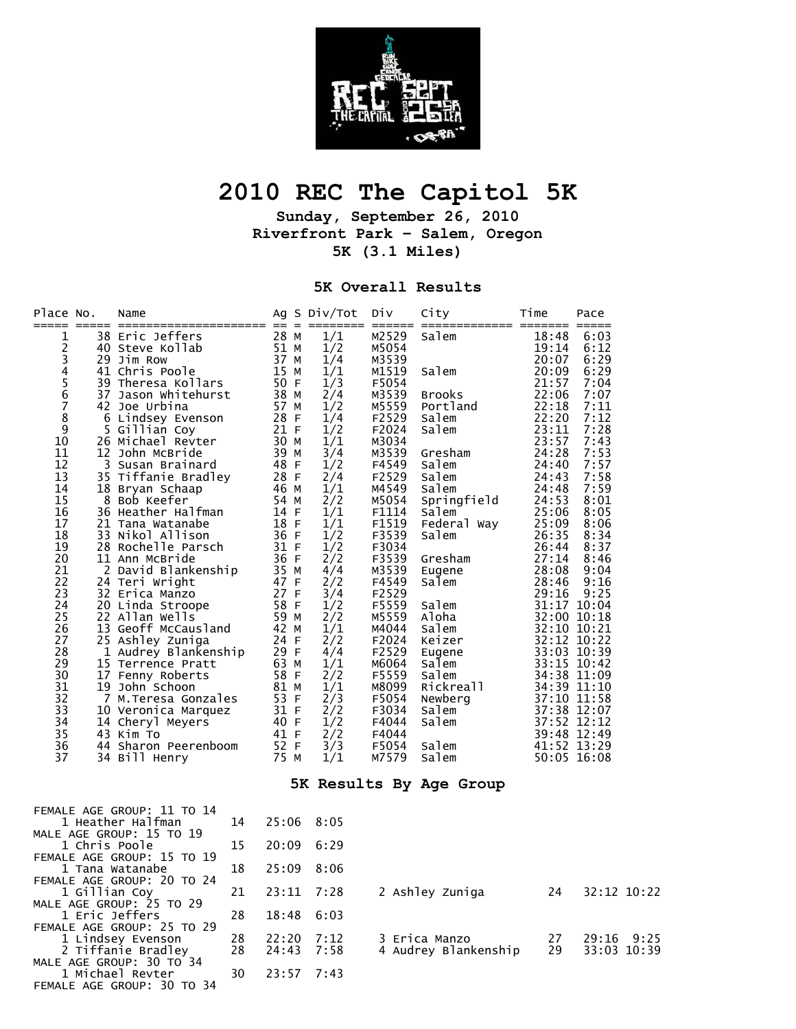# 2010 REC The Capitol 5K

**Sunday, September 26, 2010**
**Riverfront Park – Salem, Oregon**
**5K (3.1 Miles)**

## 5K Overall Results

| Place | No. | Name | Ag | S | Div/Tot | Div | City | Time | Pace |
|---|---|---|---|---|---|---|---|---|---|
| 1 | 38 | Eric Jeffers | 28 | M | 1/1 | M2529 | Salem | 18:48 | 6:03 |
| 2 | 40 | Steve Kollab | 51 | M | 1/2 | M5054 | | 19:14 | 6:12 |
| 3 | 29 | Jim Row | 37 | M | 1/4 | M3539 | | 20:07 | 6:29 |
| 4 | 41 | Chris Poole | 15 | M | 1/1 | M1519 | Salem | 20:09 | 6:29 |
| 5 | 39 | Theresa Kollars | 50 | F | 1/3 | F5054 | | 21:57 | 7:04 |
| 6 | 37 | Jason Whitehurst | 38 | M | 2/4 | M3539 | Brooks | 22:06 | 7:07 |
| 7 | 42 | Joe Urbina | 57 | M | 1/2 | M5559 | Portland | 22:18 | 7:11 |
| 8 | 6 | Lindsey Evenson | 28 | F | 1/4 | F2529 | Salem | 22:20 | 7:12 |
| 9 | 5 | Gillian Coy | 21 | F | 1/2 | F2024 | Salem | 23:11 | 7:28 |
| 10 | 26 | Michael Revter | 30 | M | 1/1 | M3034 | | 23:57 | 7:43 |
| 11 | 12 | John McBride | 39 | M | 3/4 | M3539 | Gresham | 24:28 | 7:53 |
| 12 | 3 | Susan Brainard | 48 | F | 1/2 | F4549 | Salem | 24:40 | 7:57 |
| 13 | 35 | Tiffanie Bradley | 28 | F | 2/4 | F2529 | Salem | 24:43 | 7:58 |
| 14 | 18 | Bryan Schaap | 46 | M | 1/1 | M4549 | Salem | 24:48 | 7:59 |
| 15 | 8 | Bob Keefer | 54 | M | 2/2 | M5054 | Springfield | 24:53 | 8:01 |
| 16 | 36 | Heather Halfman | 14 | F | 1/1 | F1114 | Salem | 25:06 | 8:05 |
| 17 | 21 | Tana Watanabe | 18 | F | 1/1 | F1519 | Federal Way | 25:09 | 8:06 |
| 18 | 33 | Nikol Allison | 36 | F | 1/2 | F3539 | Salem | 26:35 | 8:34 |
| 19 | 28 | Rochelle Parsch | 31 | F | 1/2 | F3034 | | 26:44 | 8:37 |
| 20 | 11 | Ann McBride | 36 | F | 2/2 | F3539 | Gresham | 27:14 | 8:46 |
| 21 | 2 | David Blankenship | 35 | M | 4/4 | M3539 | Eugene | 28:08 | 9:04 |
| 22 | 24 | Teri Wright | 47 | F | 2/2 | F4549 | Salem | 28:46 | 9:16 |
| 23 | 32 | Erica Manzo | 27 | F | 3/4 | F2529 | | 29:16 | 9:25 |
| 24 | 20 | Linda Stroope | 58 | F | 1/2 | F5559 | Salem | 31:17 | 10:04 |
| 25 | 22 | Allan Wells | 59 | M | 2/2 | M5559 | Aloha | 32:00 | 10:18 |
| 26 | 13 | Geoff McCausland | 42 | M | 1/1 | M4044 | Salem | 32:10 | 10:21 |
| 27 | 25 | Ashley Zuniga | 24 | F | 2/2 | F2024 | Keizer | 32:12 | 10:22 |
| 28 | 1 | Audrey Blankenship | 29 | F | 4/4 | F2529 | Eugene | 33:03 | 10:39 |
| 29 | 15 | Terrence Pratt | 63 | M | 1/1 | M6064 | Salem | 33:15 | 10:42 |
| 30 | 17 | Fenny Roberts | 58 | F | 2/2 | F5559 | Salem | 34:38 | 11:09 |
| 31 | 19 | John Schoon | 81 | M | 1/1 | M8099 | Rickreall | 34:39 | 11:10 |
| 32 | 7 | M.Teresa Gonzales | 53 | F | 2/3 | F5054 | Newberg | 37:10 | 11:58 |
| 33 | 10 | Veronica Marquez | 31 | F | 2/2 | F3034 | Salem | 37:38 | 12:07 |
| 34 | 14 | Cheryl Meyers | 40 | F | 1/2 | F4044 | Salem | 37:52 | 12:12 |
| 35 | 43 | Kim To | 41 | F | 2/2 | F4044 | | 39:48 | 12:49 |
| 36 | 44 | Sharon Peerenboom | 52 | F | 3/3 | F5054 | Salem | 41:52 | 13:29 |
| 37 | 34 | Bill Henry | 75 | M | 1/1 | M7579 | Salem | 50:05 | 16:08 |

## 5K Results By Age Group

FEMALE AGE GROUP: 11 TO 14

| Place | Name | Age | Time | Pace |
|---|---|---|---|---|
| 1 | Heather Halfman | 14 | 25:06 | 8:05 |

MALE AGE GROUP: 15 TO 19

| Place | Name | Age | Time | Pace |
|---|---|---|---|---|
| 1 | Chris Poole | 15 | 20:09 | 6:29 |

FEMALE AGE GROUP: 15 TO 19

| Place | Name | Age | Time | Pace |
|---|---|---|---|---|
| 1 | Tana Watanabe | 18 | 25:09 | 8:06 |

FEMALE AGE GROUP: 20 TO 24

| Place | Name | Age | Time | Pace |
|---|---|---|---|---|
| 1 | Gillian Coy | 21 | 23:11 | 7:28 |
| 2 | Ashley Zuniga | 24 | 32:12 | 10:22 |

MALE AGE GROUP: 25 TO 29

| Place | Name | Age | Time | Pace |
|---|---|---|---|---|
| 1 | Eric Jeffers | 28 | 18:48 | 6:03 |

FEMALE AGE GROUP: 25 TO 29

| Place | Name | Age | Time | Pace |
|---|---|---|---|---|
| 1 | Lindsey Evenson | 28 | 22:20 | 7:12 |
| 2 | Tiffanie Bradley | 28 | 24:43 | 7:58 |
| 3 | Erica Manzo | 27 | 29:16 | 9:25 |
| 4 | Audrey Blankenship | 29 | 33:03 | 10:39 |

MALE AGE GROUP: 30 TO 34

| Place | Name | Age | Time | Pace |
|---|---|---|---|---|
| 1 | Michael Revter | 30 | 23:57 | 7:43 |

FEMALE AGE GROUP: 30 TO 34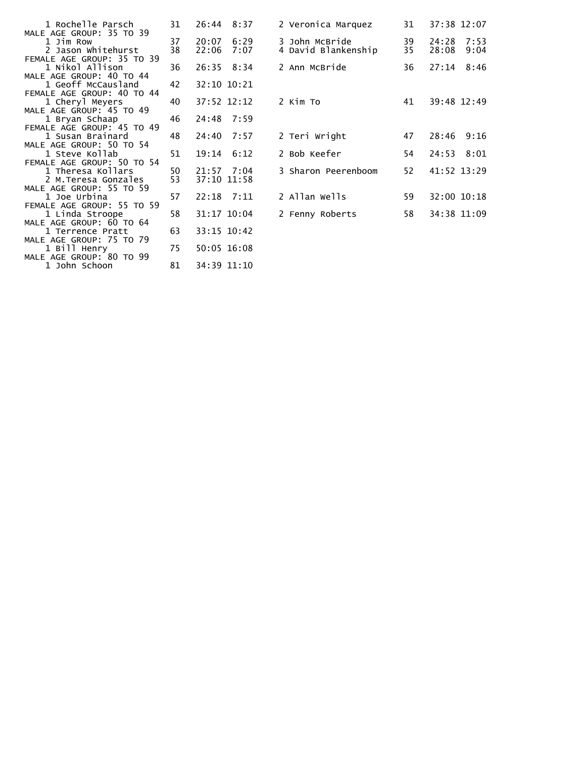```
   1 Rochelle Parsch       31    26:44  8:37      2 Veronica Marquez      31    37:38 12:07
MALE AGE GROUP: 35 TO 39
   1 Jim Row               37    20:07  6:29      3 John McBride          39    24:28  7:53
   2 Jason Whitehurst      38    22:06  7:07      4 David Blankenship     35    28:08  9:04
FEMALE AGE GROUP: 35 TO 39
   1 Nikol Allison         36    26:35  8:34      2 Ann McBride           36    27:14  8:46
MALE AGE GROUP: 40 TO 44
   1 Geoff McCausland      42    32:10 10:21
FEMALE AGE GROUP: 40 TO 44
   1 Cheryl Meyers         40    37:52 12:12      2 Kim To                41    39:48 12:49
MALE AGE GROUP: 45 TO 49
   1 Bryan Schaap          46    24:48  7:59
FEMALE AGE GROUP: 45 TO 49
   1 Susan Brainard        48    24:40  7:57      2 Teri Wright           47    28:46  9:16
MALE AGE GROUP: 50 TO 54
   1 Steve Kollab          51    19:14  6:12      2 Bob Keefer            54    24:53  8:01
FEMALE AGE GROUP: 50 TO 54
   1 Theresa Kollars       50    21:57  7:04      3 Sharon Peerenboom     52    41:52 13:29
   2 M.Teresa Gonzales     53    37:10 11:58
MALE AGE GROUP: 55 TO 59
   1 Joe Urbina            57    22:18  7:11      2 Allan Wells           59    32:00 10:18
FEMALE AGE GROUP: 55 TO 59
   1 Linda Stroope         58    31:17 10:04      2 Fenny Roberts         58    34:38 11:09
MALE AGE GROUP: 60 TO 64
   1 Terrence Pratt        63    33:15 10:42
MALE AGE GROUP: 75 TO 79
   1 Bill Henry            75    50:05 16:08
MALE AGE GROUP: 80 TO 99
   1 John Schoon           81    34:39 11:10
```